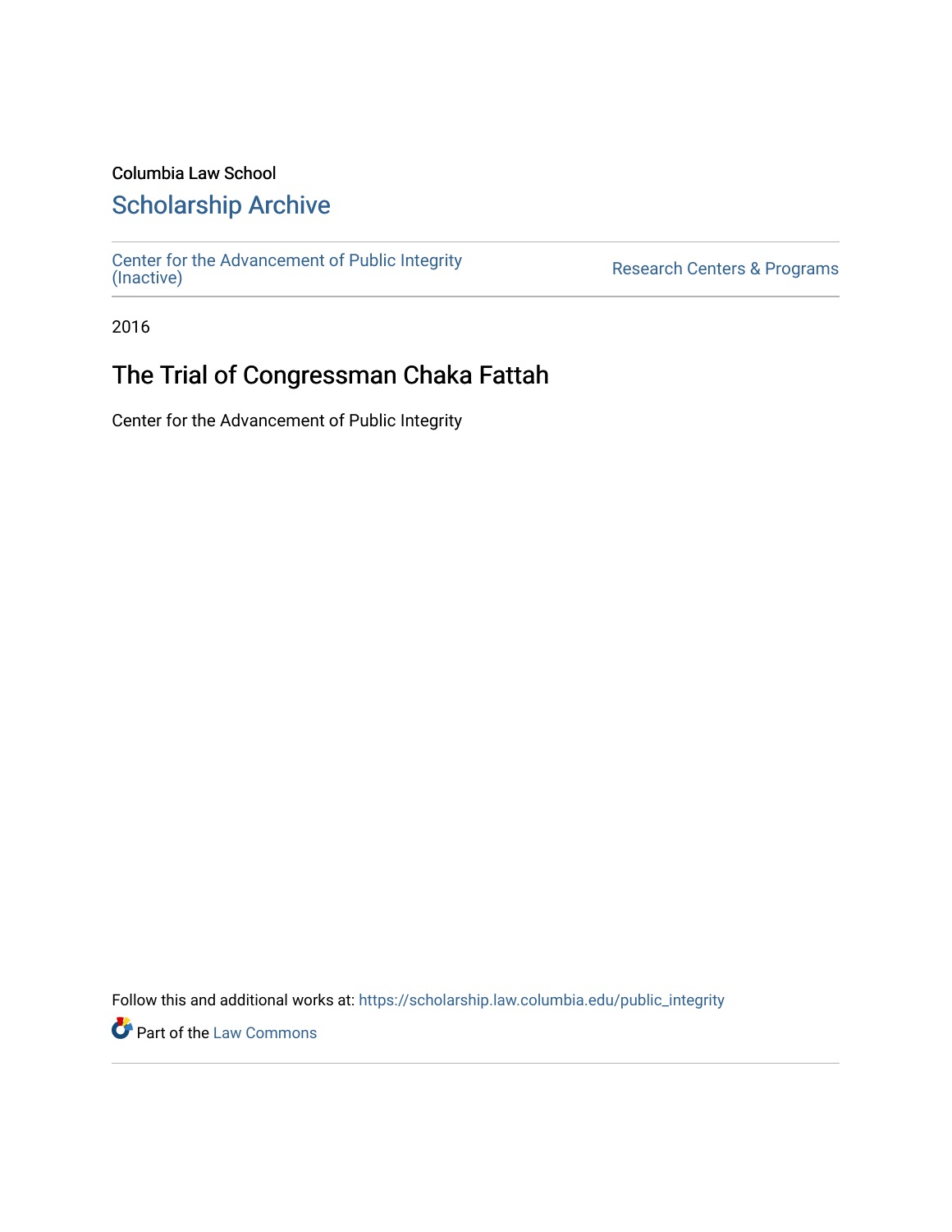Columbia Law School

## Scholarship Archive

Center for the Advancement of Public Integrity (Inactive) | Research Centers & Programs

2016

# The Trial of Congressman Chaka Fattah

Center for the Advancement of Public Integrity

Follow this and additional works at: https://scholarship.law.columbia.edu/public_integrity

Part of the Law Commons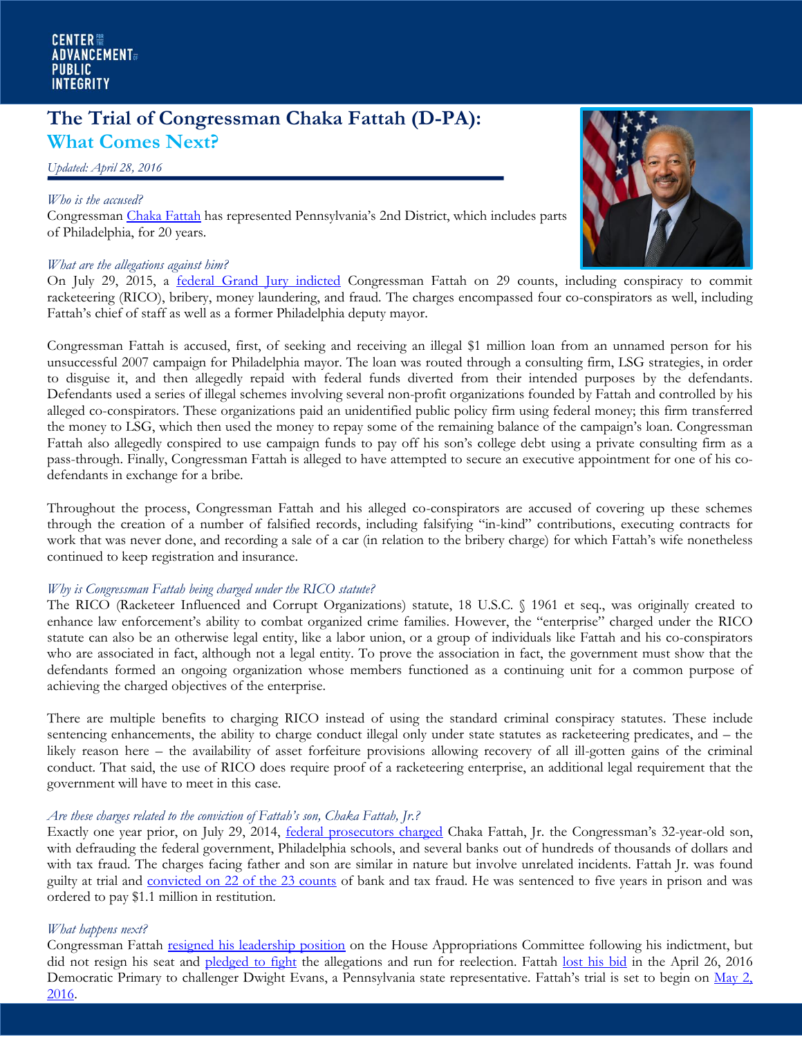CENTER FOR THE ADVANCEMENT OF PUBLIC INTEGRITY

# The Trial of Congressman Chaka Fattah (D-PA): What Comes Next?

*Updated: April 28, 2016*

*Who is the accused?*

Congressman Chaka Fattah has represented Pennsylvania's 2nd District, which includes parts of Philadelphia, for 20 years.

*What are the allegations against him?*

On July 29, 2015, a federal Grand Jury indicted Congressman Fattah on 29 counts, including conspiracy to commit racketeering (RICO), bribery, money laundering, and fraud. The charges encompassed four co-conspirators as well, including Fattah's chief of staff as well as a former Philadelphia deputy mayor.

Congressman Fattah is accused, first, of seeking and receiving an illegal $1 million loan from an unnamed person for his unsuccessful 2007 campaign for Philadelphia mayor. The loan was routed through a consulting firm, LSG strategies, in order to disguise it, and then allegedly repaid with federal funds diverted from their intended purposes by the defendants. Defendants used a series of illegal schemes involving several non-profit organizations founded by Fattah and controlled by his alleged co-conspirators. These organizations paid an unidentified public policy firm using federal money; this firm transferred the money to LSG, which then used the money to repay some of the remaining balance of the campaign's loan. Congressman Fattah also allegedly conspired to use campaign funds to pay off his son's college debt using a private consulting firm as a pass-through. Finally, Congressman Fattah is alleged to have attempted to secure an executive appointment for one of his co-defendants in exchange for a bribe.

Throughout the process, Congressman Fattah and his alleged co-conspirators are accused of covering up these schemes through the creation of a number of falsified records, including falsifying "in-kind" contributions, executing contracts for work that was never done, and recording a sale of a car (in relation to the bribery charge) for which Fattah's wife nonetheless continued to keep registration and insurance.

*Why is Congressman Fattah being charged under the RICO statute?*

The RICO (Racketeer Influenced and Corrupt Organizations) statute, 18 U.S.C. § 1961 et seq., was originally created to enhance law enforcement's ability to combat organized crime families. However, the "enterprise" charged under the RICO statute can also be an otherwise legal entity, like a labor union, or a group of individuals like Fattah and his co-conspirators who are associated in fact, although not a legal entity. To prove the association in fact, the government must show that the defendants formed an ongoing organization whose members functioned as a continuing unit for a common purpose of achieving the charged objectives of the enterprise.

There are multiple benefits to charging RICO instead of using the standard criminal conspiracy statutes. These include sentencing enhancements, the ability to charge conduct illegal only under state statutes as racketeering predicates, and – the likely reason here – the availability of asset forfeiture provisions allowing recovery of all ill-gotten gains of the criminal conduct. That said, the use of RICO does require proof of a racketeering enterprise, an additional legal requirement that the government will have to meet in this case.

*Are these charges related to the conviction of Fattah's son, Chaka Fattah, Jr.?*

Exactly one year prior, on July 29, 2014, federal prosecutors charged Chaka Fattah, Jr. the Congressman's 32-year-old son, with defrauding the federal government, Philadelphia schools, and several banks out of hundreds of thousands of dollars and with tax fraud. The charges facing father and son are similar in nature but involve unrelated incidents. Fattah Jr. was found guilty at trial and convicted on 22 of the 23 counts of bank and tax fraud. He was sentenced to five years in prison and was ordered to pay $1.1 million in restitution.

*What happens next?*

Congressman Fattah resigned his leadership position on the House Appropriations Committee following his indictment, but did not resign his seat and pledged to fight the allegations and run for reelection. Fattah lost his bid in the April 26, 2016 Democratic Primary to challenger Dwight Evans, a Pennsylvania state representative. Fattah's trial is set to begin on May 2, 2016.